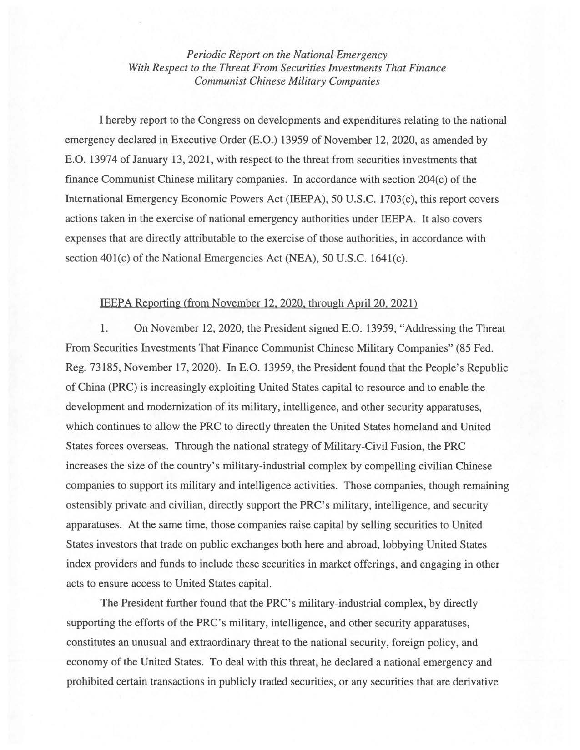*Periodic Report on the National Emergency With Respect to the Threat From Securities Investments That Finance Communist Chinese Military Companies*

I hereby report to the Congress on developments and expenditures relating to the national emergency declared in Executive Order (E.O.) 13959 of November 12, 2020, as amended by E.O. 13974 of January 13, 2021, with respect to the threat from securities investments that finance Communist Chinese military companies. In accordance with section 204(c) of the International Emergency Economic Powers Act (IEEPA), 50 U.S.C. 1703(c), this report covers actions taken in the exercise of national emergency authorities under IEEPA. It also covers expenses that are directly attributable to the exercise of those authorities, in accordance with section 401(c) of the National Emergencies Act (NEA), 50 U.S.C. 1641(c).

<u>IEEPA Reporting (from November 12, 2020, through April 20, 2021)</u>

1. On November 12, 2020, the President signed E.O. 13959, "Addressing the Threat From Securities Investments That Finance Communist Chinese Military Companies" (85 Fed. Reg. 73185, November 17, 2020). In E.O. 13959, the President found that the People's Republic of China (PRC) is increasingly exploiting United States capital to resource and to enable the development and modernization of its military, intelligence, and other security apparatuses, which continues to allow the PRC to directly threaten the United States homeland and United States forces overseas. Through the national strategy of Military-Civil Fusion, the PRC increases the size of the country's military-industrial complex by compelling civilian Chinese companies to support its military and intelligence activities. Those companies, though remaining ostensibly private and civilian, directly support the PRC's military, intelligence, and security apparatuses. At the same time, those companies raise capital by selling securities to United States investors that trade on public exchanges both here and abroad, lobbying United States index providers and funds to include these securities in market offerings, and engaging in other acts to ensure access to United States capital.

The President further found that the PRC's military-industrial complex, by directly supporting the efforts of the PRC's military, intelligence, and other security apparatuses, constitutes an unusual and extraordinary threat to the national security, foreign policy, and economy of the United States. To deal with this threat, he declared a national emergency and prohibited certain transactions in publicly traded securities, or any securities that are derivative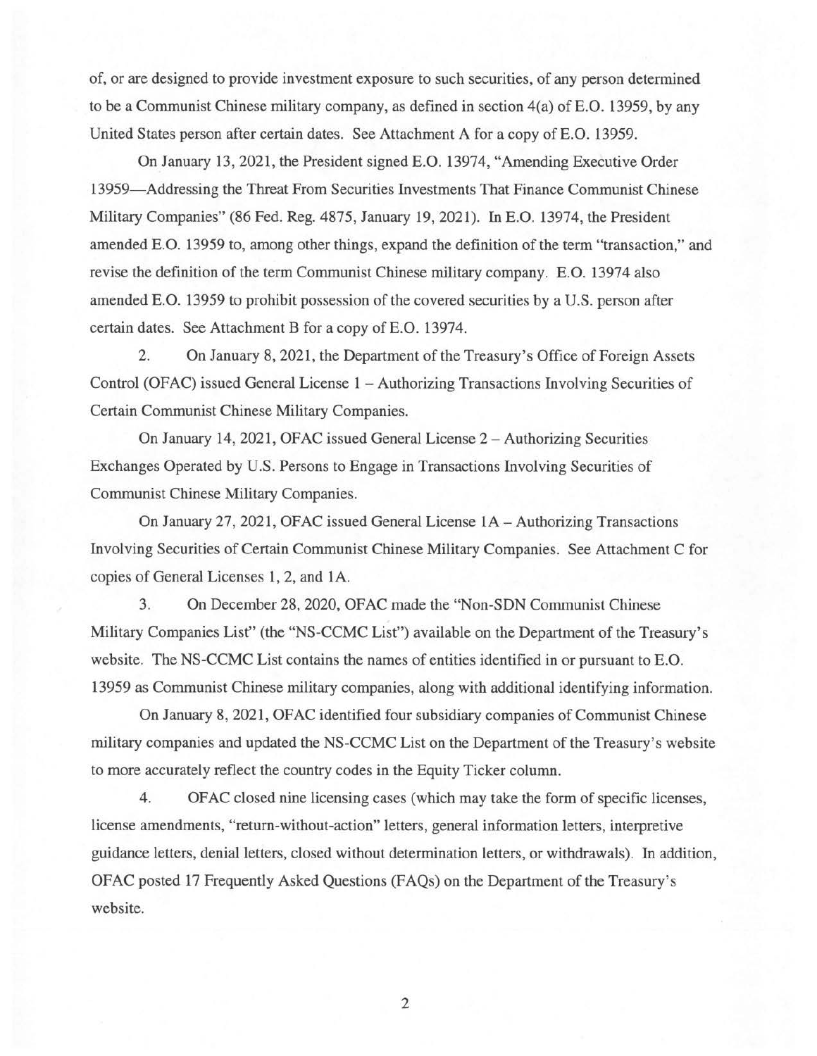of, or are designed to provide investment exposure to such securities, of any person determined to be a Communist Chinese military company, as defined in section 4(a) of E.O. 13959, by any United States person after certain dates. See Attachment A for a copy of E.O. 13959.

On January 13, 2021, the President signed E.O. 13974, "Amending Executive Order 13959—Addressing the Threat From Securities Investments That Finance Communist Chinese Military Companies" (86 Fed. Reg. 4875, January 19, 2021). In E.O. 13974, the President amended E.O. 13959 to, among other things, expand the definition of the term "transaction," and revise the definition of the term Communist Chinese military company. E.O. 13974 also amended E.O. 13959 to prohibit possession of the covered securities by a U.S. person after certain dates. See Attachment B for a copy of E.O. 13974.

2. On January 8, 2021, the Department of the Treasury's Office of Foreign Assets Control (OFAC) issued General License 1 – Authorizing Transactions Involving Securities of Certain Communist Chinese Military Companies.

On January 14, 2021, OFAC issued General License 2 – Authorizing Securities Exchanges Operated by U.S. Persons to Engage in Transactions Involving Securities of Communist Chinese Military Companies.

On January 27, 2021, OFAC issued General License 1A – Authorizing Transactions Involving Securities of Certain Communist Chinese Military Companies. See Attachment C for copies of General Licenses 1, 2, and 1A.

3. On December 28, 2020, OFAC made the "Non-SDN Communist Chinese Military Companies List" (the "NS-CCMC List") available on the Department of the Treasury's website. The NS-CCMC List contains the names of entities identified in or pursuant to E.O. 13959 as Communist Chinese military companies, along with additional identifying information.

On January 8, 2021, OFAC identified four subsidiary companies of Communist Chinese military companies and updated the NS-CCMC List on the Department of the Treasury's website to more accurately reflect the country codes in the Equity Ticker column.

4. OFAC closed nine licensing cases (which may take the form of specific licenses, license amendments, "return-without-action" letters, general information letters, interpretive guidance letters, denial letters, closed without determination letters, or withdrawals). In addition, OFAC posted 17 Frequently Asked Questions (FAQs) on the Department of the Treasury's website.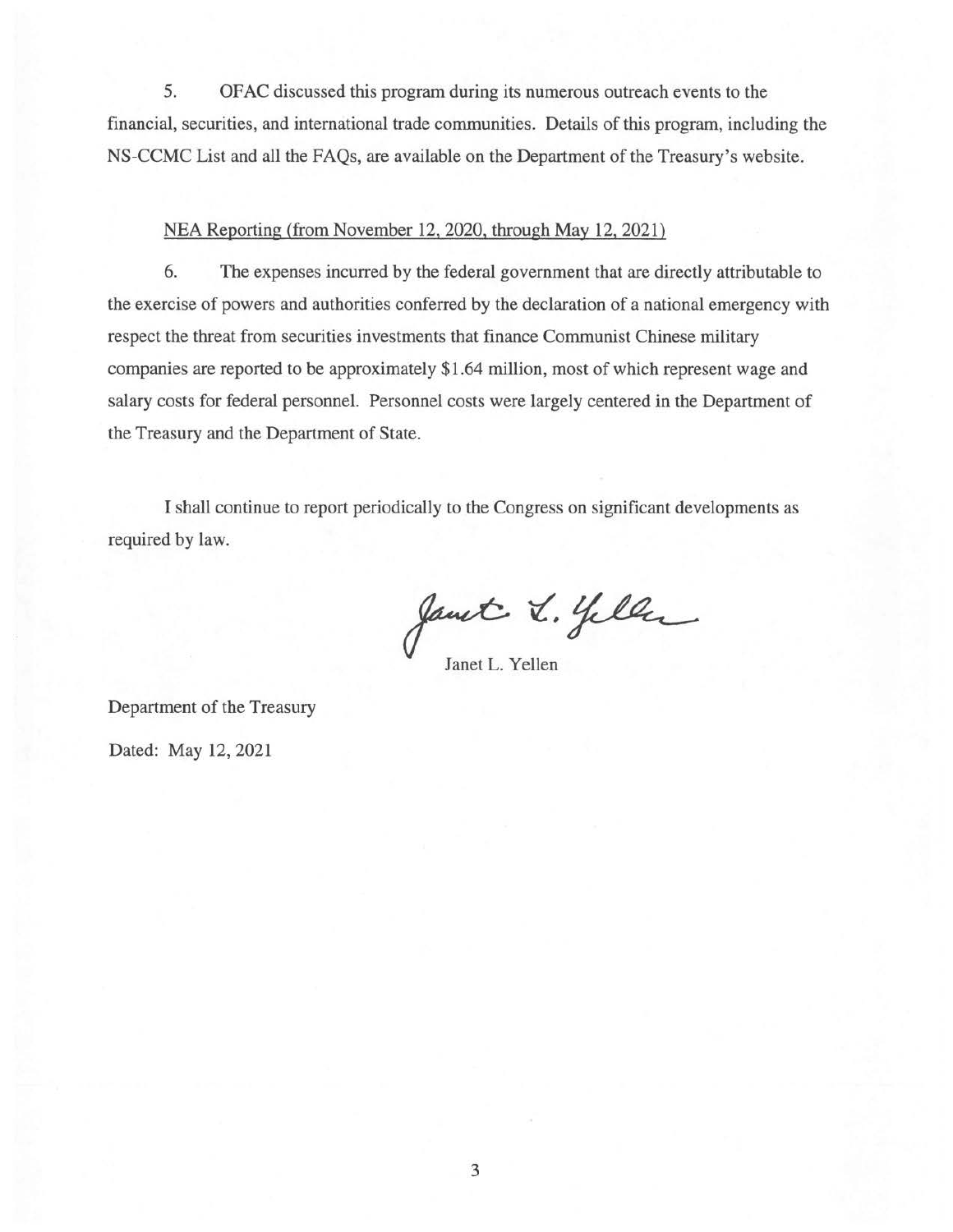5. OFAC discussed this program during its numerous outreach events to the financial, securities, and international trade communities. Details of this program, including the NS-CCMC List and all the FAQs, are available on the Department of the Treasury's website.

<u>NEA Reporting (from November 12, 2020, through May 12, 2021)</u>

6. The expenses incurred by the federal government that are directly attributable to the exercise of powers and authorities conferred by the declaration of a national emergency with respect the threat from securities investments that finance Communist Chinese military companies are reported to be approximately $1.64 million, most of which represent wage and salary costs for federal personnel. Personnel costs were largely centered in the Department of the Treasury and the Department of State.

I shall continue to report periodically to the Congress on significant developments as required by law.

Janet L. Yellen

Department of the Treasury

Dated: May 12, 2021